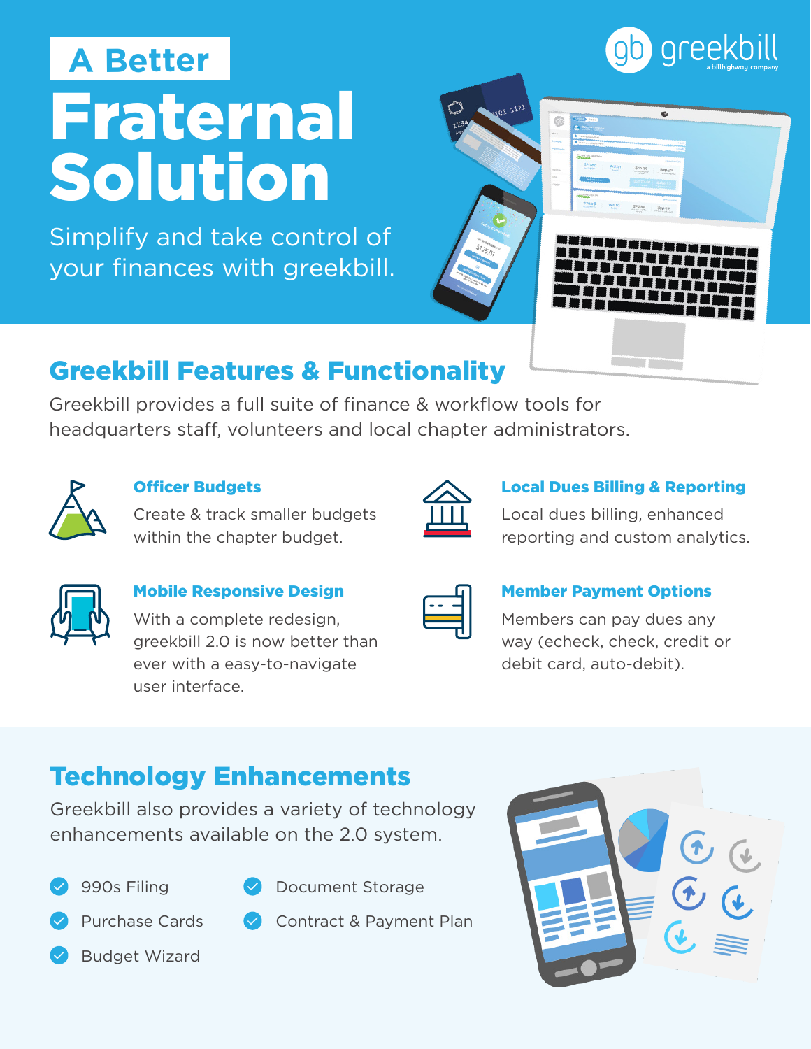# A Better Fraternal Solution

Simplify and take control of your finances with greekbill.

greekbill
a billhighway company

## Greekbill Features & Functionality

Greekbill provides a full suite of finance & workflow tools for headquarters staff, volunteers and local chapter administrators.

### Officer Budgets

Create & track smaller budgets within the chapter budget.

### Local Dues Billing & Reporting

Local dues billing, enhanced reporting and custom analytics.

### Mobile Responsive Design

With a complete redesign, greekbill 2.0 is now better than ever with a easy-to-navigate user interface.

### Member Payment Options

Members can pay dues any way (echeck, check, credit or debit card, auto-debit).

## Technology Enhancements

Greekbill also provides a variety of technology enhancements available on the 2.0 system.

- 990s Filing
- Purchase Cards
- Budget Wizard
- Document Storage
- Contract & Payment Plan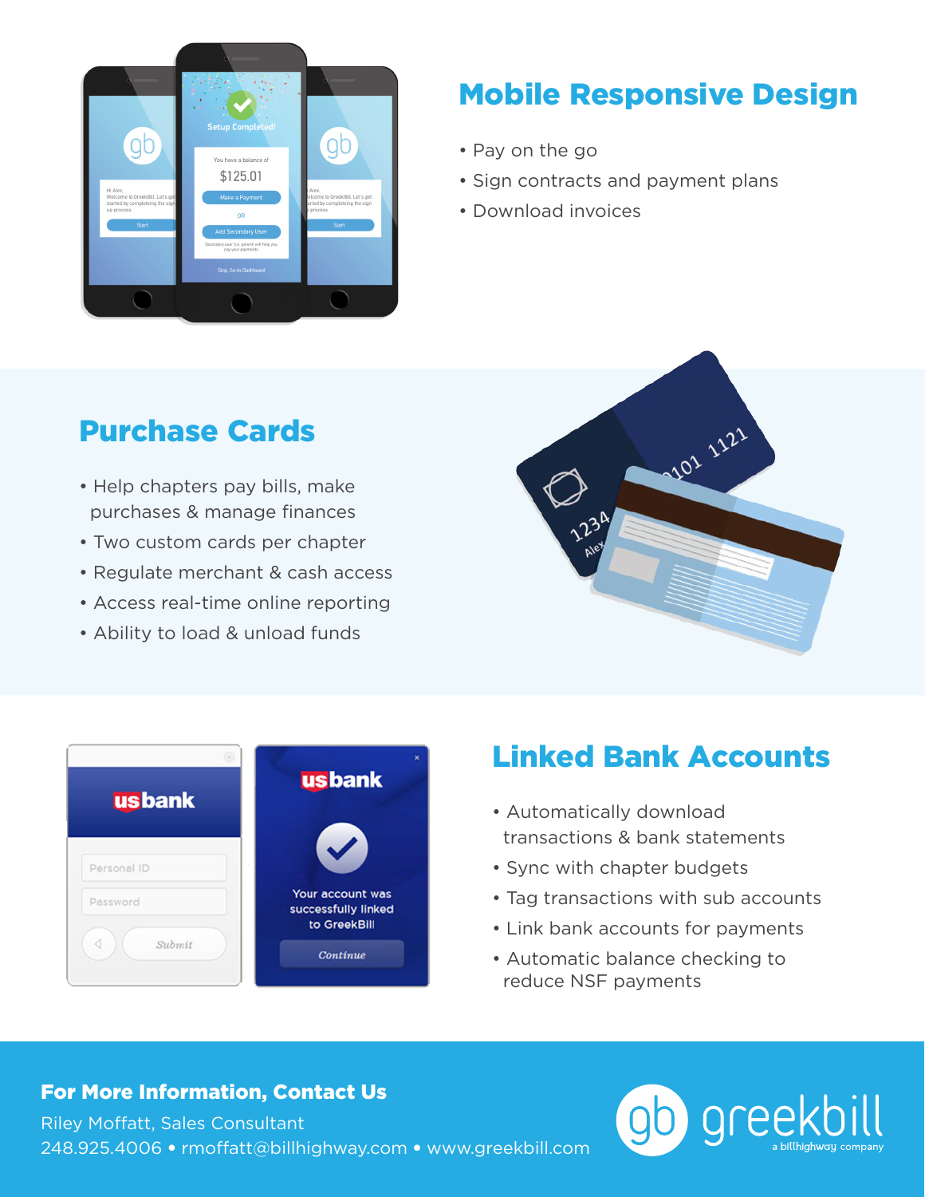## Mobile Responsive Design

- Pay on the go
- Sign contracts and payment plans
- Download invoices

## Purchase Cards

- Help chapters pay bills, make purchases & manage finances
- Two custom cards per chapter
- Regulate merchant & cash access
- Access real-time online reporting
- Ability to load & unload funds

## Linked Bank Accounts

- Automatically download transactions & bank statements
- Sync with chapter budgets
- Tag transactions with sub accounts
- Link bank accounts for payments
- Automatic balance checking to reduce NSF payments

**For More Information, Contact Us**

Riley Moffatt, Sales Consultant
248.925.4006 • rmoffatt@billhighway.com • www.greekbill.com

greekbill — a billhighway company